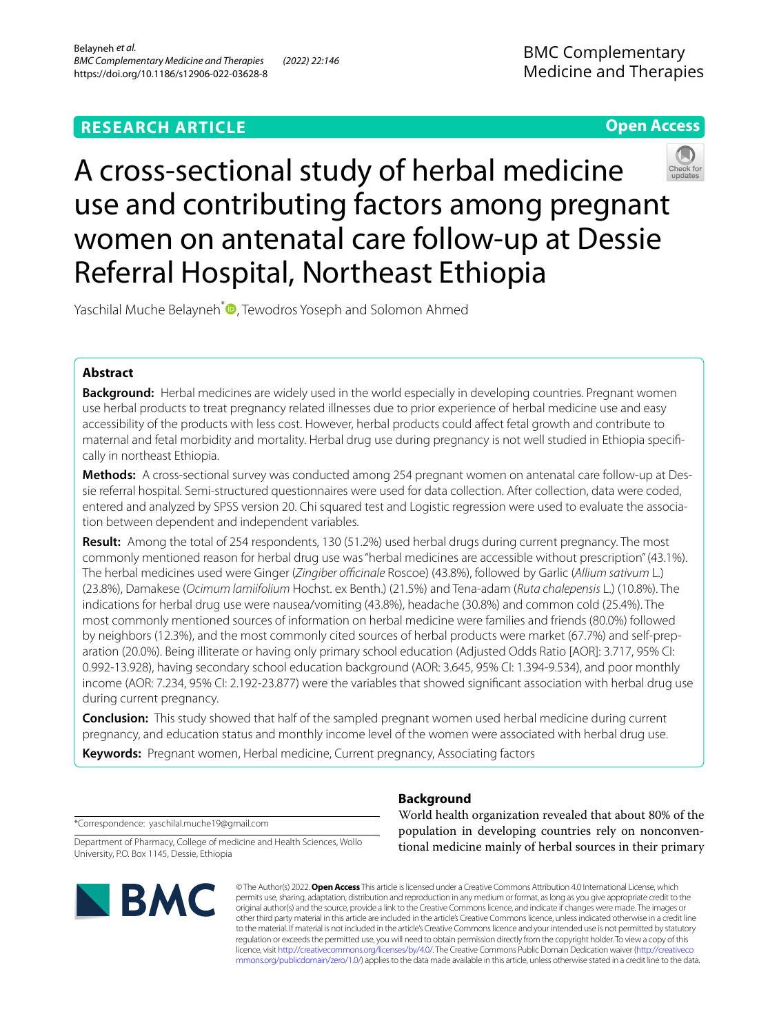**RESEARCH ARTICLE** **Open Access**

# A cross-sectional study of herbal medicine use and contributing factors among pregnant women on antenatal care follow-up at Dessie Referral Hospital, Northeast Ethiopia

Yaschilal Muche Belayneh*, Tewodros Yoseph and Solomon Ahmed

## Abstract

**Background:** Herbal medicines are widely used in the world especially in developing countries. Pregnant women use herbal products to treat pregnancy related illnesses due to prior experience of herbal medicine use and easy accessibility of the products with less cost. However, herbal products could affect fetal growth and contribute to maternal and fetal morbidity and mortality. Herbal drug use during pregnancy is not well studied in Ethiopia specifically in northeast Ethiopia.

**Methods:** A cross-sectional survey was conducted among 254 pregnant women on antenatal care follow-up at Dessie referral hospital. Semi-structured questionnaires were used for data collection. After collection, data were coded, entered and analyzed by SPSS version 20. Chi squared test and Logistic regression were used to evaluate the association between dependent and independent variables.

**Result:** Among the total of 254 respondents, 130 (51.2%) used herbal drugs during current pregnancy. The most commonly mentioned reason for herbal drug use was "herbal medicines are accessible without prescription" (43.1%). The herbal medicines used were Ginger (*Zingiber officinale* Roscoe) (43.8%), followed by Garlic (*Allium sativum* L.) (23.8%), Damakese (*Ocimum lamiifolium* Hochst. ex Benth.) (21.5%) and Tena-adam (*Ruta chalepensis* L.) (10.8%). The indications for herbal drug use were nausea/vomiting (43.8%), headache (30.8%) and common cold (25.4%). The most commonly mentioned sources of information on herbal medicine were families and friends (80.0%) followed by neighbors (12.3%), and the most commonly cited sources of herbal products were market (67.7%) and self-preparation (20.0%). Being illiterate or having only primary school education (Adjusted Odds Ratio [AOR]: 3.717, 95% CI: 0.992-13.928), having secondary school education background (AOR: 3.645, 95% CI: 1.394-9.534), and poor monthly income (AOR: 7.234, 95% CI: 2.192-23.877) were the variables that showed significant association with herbal drug use during current pregnancy.

**Conclusion:** This study showed that half of the sampled pregnant women used herbal medicine during current pregnancy, and education status and monthly income level of the women were associated with herbal drug use.

**Keywords:** Pregnant women, Herbal medicine, Current pregnancy, Associating factors

*Correspondence: yaschilal.muche19@gmail.com

Department of Pharmacy, College of medicine and Health Sciences, Wollo University, P.O. Box 1145, Dessie, Ethiopia

## Background

World health organization revealed that about 80% of the population in developing countries rely on nonconventional medicine mainly of herbal sources in their primary

© The Author(s) 2022. **Open Access** This article is licensed under a Creative Commons Attribution 4.0 International License, which permits use, sharing, adaptation, distribution and reproduction in any medium or format, as long as you give appropriate credit to the original author(s) and the source, provide a link to the Creative Commons licence, and indicate if changes were made. The images or other third party material in this article are included in the article's Creative Commons licence, unless indicated otherwise in a credit line to the material. If material is not included in the article's Creative Commons licence and your intended use is not permitted by statutory regulation or exceeds the permitted use, you will need to obtain permission directly from the copyright holder. To view a copy of this licence, visit http://creativecommons.org/licenses/by/4.0/. The Creative Commons Public Domain Dedication waiver (http://creativecommons.org/publicdomain/zero/1.0/) applies to the data made available in this article, unless otherwise stated in a credit line to the data.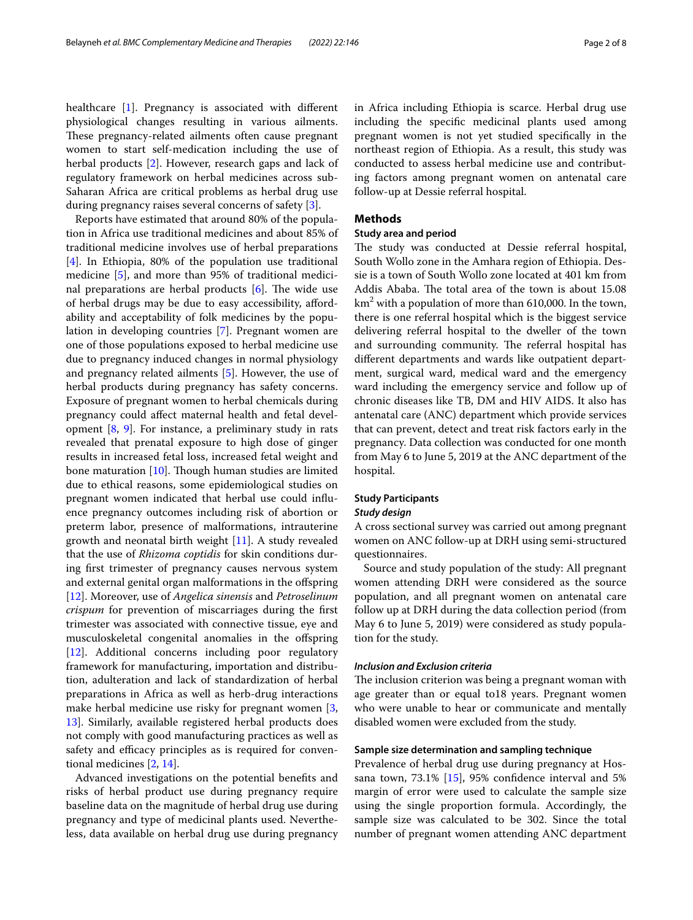healthcare [1]. Pregnancy is associated with different physiological changes resulting in various ailments. These pregnancy-related ailments often cause pregnant women to start self-medication including the use of herbal products [2]. However, research gaps and lack of regulatory framework on herbal medicines across sub-Saharan Africa are critical problems as herbal drug use during pregnancy raises several concerns of safety [3].

Reports have estimated that around 80% of the population in Africa use traditional medicines and about 85% of traditional medicine involves use of herbal preparations [4]. In Ethiopia, 80% of the population use traditional medicine [5], and more than 95% of traditional medicinal preparations are herbal products [6]. The wide use of herbal drugs may be due to easy accessibility, affordability and acceptability of folk medicines by the population in developing countries [7]. Pregnant women are one of those populations exposed to herbal medicine use due to pregnancy induced changes in normal physiology and pregnancy related ailments [5]. However, the use of herbal products during pregnancy has safety concerns. Exposure of pregnant women to herbal chemicals during pregnancy could affect maternal health and fetal development [8, 9]. For instance, a preliminary study in rats revealed that prenatal exposure to high dose of ginger results in increased fetal loss, increased fetal weight and bone maturation [10]. Though human studies are limited due to ethical reasons, some epidemiological studies on pregnant women indicated that herbal use could influence pregnancy outcomes including risk of abortion or preterm labor, presence of malformations, intrauterine growth and neonatal birth weight [11]. A study revealed that the use of *Rhizoma coptidis* for skin conditions during first trimester of pregnancy causes nervous system and external genital organ malformations in the offspring [12]. Moreover, use of *Angelica sinensis* and *Petroselinum crispum* for prevention of miscarriages during the first trimester was associated with connective tissue, eye and musculoskeletal congenital anomalies in the offspring [12]. Additional concerns including poor regulatory framework for manufacturing, importation and distribution, adulteration and lack of standardization of herbal preparations in Africa as well as herb-drug interactions make herbal medicine use risky for pregnant women [3, 13]. Similarly, available registered herbal products does not comply with good manufacturing practices as well as safety and efficacy principles as is required for conventional medicines [2, 14].

Advanced investigations on the potential benefits and risks of herbal product use during pregnancy require baseline data on the magnitude of herbal drug use during pregnancy and type of medicinal plants used. Nevertheless, data available on herbal drug use during pregnancy in Africa including Ethiopia is scarce. Herbal drug use including the specific medicinal plants used among pregnant women is not yet studied specifically in the northeast region of Ethiopia. As a result, this study was conducted to assess herbal medicine use and contributing factors among pregnant women on antenatal care follow-up at Dessie referral hospital.

## Methods

### Study area and period

The study was conducted at Dessie referral hospital, South Wollo zone in the Amhara region of Ethiopia. Dessie is a town of South Wollo zone located at 401 km from Addis Ababa. The total area of the town is about 15.08 $km^2$ with a population of more than 610,000. In the town, there is one referral hospital which is the biggest service delivering referral hospital to the dweller of the town and surrounding community. The referral hospital has different departments and wards like outpatient department, surgical ward, medical ward and the emergency ward including the emergency service and follow up of chronic diseases like TB, DM and HIV AIDS. It also has antenatal care (ANC) department which provide services that can prevent, detect and treat risk factors early in the pregnancy. Data collection was conducted for one month from May 6 to June 5, 2019 at the ANC department of the hospital.

### Study Participants

#### *Study design*

A cross sectional survey was carried out among pregnant women on ANC follow-up at DRH using semi-structured questionnaires.

Source and study population of the study: All pregnant women attending DRH were considered as the source population, and all pregnant women on antenatal care follow up at DRH during the data collection period (from May 6 to June 5, 2019) were considered as study population for the study.

#### *Inclusion and Exclusion criteria*

The inclusion criterion was being a pregnant woman with age greater than or equal to18 years. Pregnant women who were unable to hear or communicate and mentally disabled women were excluded from the study.

### Sample size determination and sampling technique

Prevalence of herbal drug use during pregnancy at Hossana town, 73.1% [15], 95% confidence interval and 5% margin of error were used to calculate the sample size using the single proportion formula. Accordingly, the sample size was calculated to be 302. Since the total number of pregnant women attending ANC department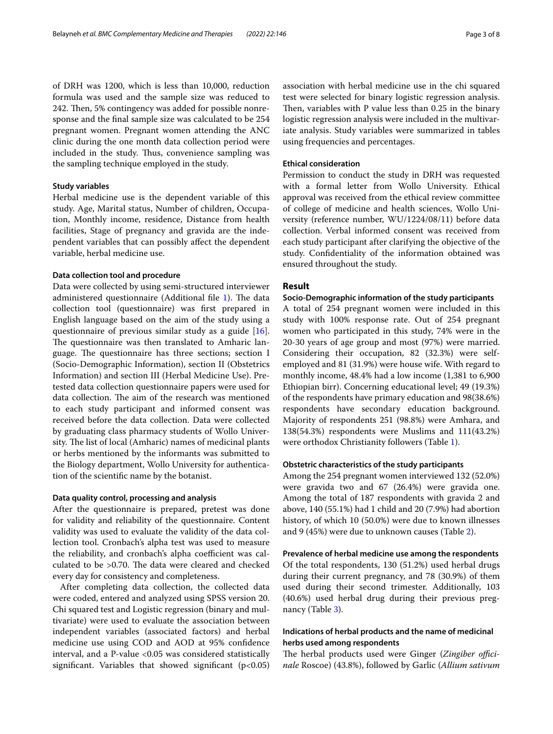of DRH was 1200, which is less than 10,000, reduction formula was used and the sample size was reduced to 242. Then, 5% contingency was added for possible nonresponse and the final sample size was calculated to be 254 pregnant women. Pregnant women attending the ANC clinic during the one month data collection period were included in the study. Thus, convenience sampling was the sampling technique employed in the study.

### Study variables

Herbal medicine use is the dependent variable of this study. Age, Marital status, Number of children, Occupation, Monthly income, residence, Distance from health facilities, Stage of pregnancy and gravida are the independent variables that can possibly affect the dependent variable, herbal medicine use.

### Data collection tool and procedure

Data were collected by using semi-structured interviewer administered questionnaire (Additional file 1). The data collection tool (questionnaire) was first prepared in English language based on the aim of the study using a questionnaire of previous similar study as a guide [16]. The questionnaire was then translated to Amharic language. The questionnaire has three sections; section I (Socio-Demographic Information), section II (Obstetrics Information) and section III (Herbal Medicine Use). Pretested data collection questionnaire papers were used for data collection. The aim of the research was mentioned to each study participant and informed consent was received before the data collection. Data were collected by graduating class pharmacy students of Wollo University. The list of local (Amharic) names of medicinal plants or herbs mentioned by the informants was submitted to the Biology department, Wollo University for authentication of the scientific name by the botanist.

### Data quality control, processing and analysis

After the questionnaire is prepared, pretest was done for validity and reliability of the questionnaire. Content validity was used to evaluate the validity of the data collection tool. Cronbach's alpha test was used to measure the reliability, and cronbach's alpha coefficient was calculated to be >0.70. The data were cleared and checked every day for consistency and completeness.

After completing data collection, the collected data were coded, entered and analyzed using SPSS version 20. Chi squared test and Logistic regression (binary and multivariate) were used to evaluate the association between independent variables (associated factors) and herbal medicine use using COD and AOD at 95% confidence interval, and a P-value <0.05 was considered statistically significant. Variables that showed significant (p<0.05) association with herbal medicine use in the chi squared test were selected for binary logistic regression analysis. Then, variables with P value less than 0.25 in the binary logistic regression analysis were included in the multivariate analysis. Study variables were summarized in tables using frequencies and percentages.

### Ethical consideration

Permission to conduct the study in DRH was requested with a formal letter from Wollo University. Ethical approval was received from the ethical review committee of college of medicine and health sciences, Wollo University (reference number, WU/1224/08/11) before data collection. Verbal informed consent was received from each study participant after clarifying the objective of the study. Confidentiality of the information obtained was ensured throughout the study.

## Result

### Socio-Demographic information of the study participants

A total of 254 pregnant women were included in this study with 100% response rate. Out of 254 pregnant women who participated in this study, 74% were in the 20-30 years of age group and most (97%) were married. Considering their occupation, 82 (32.3%) were self-employed and 81 (31.9%) were house wife. With regard to monthly income, 48.4% had a low income (1,381 to 6,900 Ethiopian birr). Concerning educational level; 49 (19.3%) of the respondents have primary education and 98(38.6%) respondents have secondary education background. Majority of respondents 251 (98.8%) were Amhara, and 138(54.3%) respondents were Muslims and 111(43.2%) were orthodox Christianity followers (Table 1).

### Obstetric characteristics of the study participants

Among the 254 pregnant women interviewed 132 (52.0%) were gravida two and 67 (26.4%) were gravida one. Among the total of 187 respondents with gravida 2 and above, 140 (55.1%) had 1 child and 20 (7.9%) had abortion history, of which 10 (50.0%) were due to known illnesses and 9 (45%) were due to unknown causes (Table 2).

### Prevalence of herbal medicine use among the respondents

Of the total respondents, 130 (51.2%) used herbal drugs during their current pregnancy, and 78 (30.9%) of them used during their second trimester. Additionally, 103 (40.6%) used herbal drug during their previous pregnancy (Table 3).

### Indications of herbal products and the name of medicinal herbs used among respondents

The herbal products used were Ginger (*Zingiber officinale* Roscoe) (43.8%), followed by Garlic (*Allium sativum*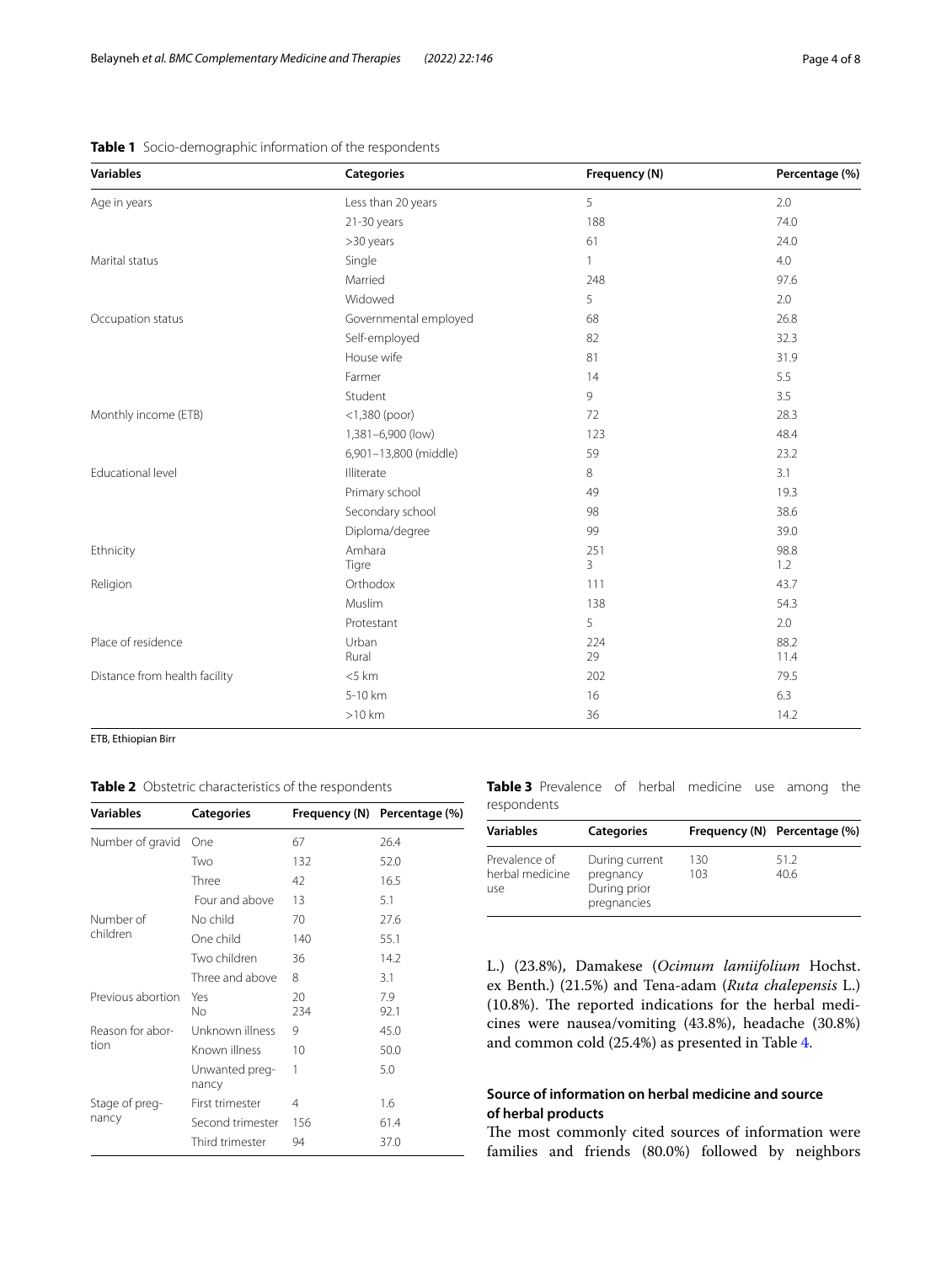**Table 1** Socio-demographic information of the respondents

| Variables | Categories | Frequency (N) | Percentage (%) |
|---|---|---|---|
| Age in years | Less than 20 years | 5 | 2.0 |
| | 21-30 years | 188 | 74.0 |
| | >30 years | 61 | 24.0 |
| Marital status | Single | 1 | 4.0 |
| | Married | 248 | 97.6 |
| | Widowed | 5 | 2.0 |
| Occupation status | Governmental employed | 68 | 26.8 |
| | Self-employed | 82 | 32.3 |
| | House wife | 81 | 31.9 |
| | Farmer | 14 | 5.5 |
| | Student | 9 | 3.5 |
| Monthly income (ETB) | <1,380 (poor) | 72 | 28.3 |
| | 1,381–6,900 (low) | 123 | 48.4 |
| | 6,901–13,800 (middle) | 59 | 23.2 |
| Educational level | Illiterate | 8 | 3.1 |
| | Primary school | 49 | 19.3 |
| | Secondary school | 98 | 38.6 |
| | Diploma/degree | 99 | 39.0 |
| Ethnicity | Amhara | 251 | 98.8 |
| | Tigre | 3 | 1.2 |
| Religion | Orthodox | 111 | 43.7 |
| | Muslim | 138 | 54.3 |
| | Protestant | 5 | 2.0 |
| Place of residence | Urban | 224 | 88.2 |
| | Rural | 29 | 11.4 |
| Distance from health facility | <5 km | 202 | 79.5 |
| | 5-10 km | 16 | 6.3 |
| | >10 km | 36 | 14.2 |

ETB, Ethiopian Birr

**Table 2** Obstetric characteristics of the respondents

| Variables | Categories | Frequency (N) | Percentage (%) |
|---|---|---|---|
| Number of gravid | One | 67 | 26.4 |
| | Two | 132 | 52.0 |
| | Three | 42 | 16.5 |
| | Four and above | 13 | 5.1 |
| Number of children | No child | 70 | 27.6 |
| | One child | 140 | 55.1 |
| | Two children | 36 | 14.2 |
| | Three and above | 8 | 3.1 |
| Previous abortion | Yes | 20 | 7.9 |
| | No | 234 | 92.1 |
| Reason for abortion | Unknown illness | 9 | 45.0 |
| | Known illness | 10 | 50.0 |
| | Unwanted pregnancy | 1 | 5.0 |
| Stage of pregnancy | First trimester | 4 | 1.6 |
| | Second trimester | 156 | 61.4 |
| | Third trimester | 94 | 37.0 |

**Table 3** Prevalence of herbal medicine use among the respondents

| Variables | Categories | Frequency (N) | Percentage (%) |
|---|---|---|---|
| Prevalence of herbal medicine use | During current pregnancy | 130 | 51.2 |
| | During prior pregnancies | 103 | 40.6 |

L.) (23.8%), Damakese (*Ocimum lamiifolium* Hochst. ex Benth.) (21.5%) and Tena-adam (*Ruta chalepensis* L.) (10.8%). The reported indications for the herbal medicines were nausea/vomiting (43.8%), headache (30.8%) and common cold (25.4%) as presented in Table 4.

## Source of information on herbal medicine and source of herbal products

The most commonly cited sources of information were families and friends (80.0%) followed by neighbors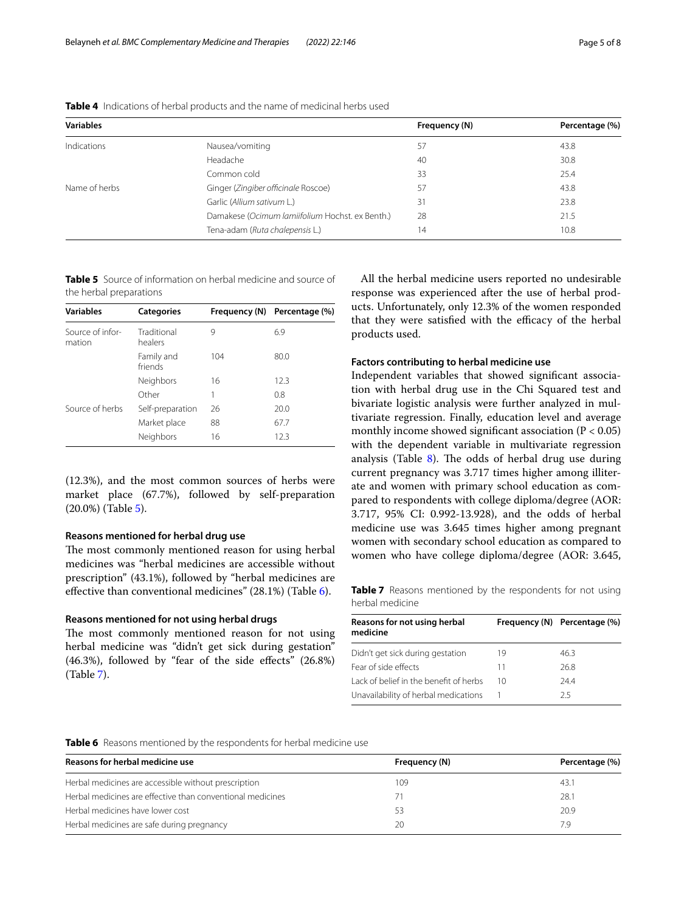**Table 4** Indications of herbal products and the name of medicinal herbs used

| Variables | | Frequency (N) | Percentage (%) |
|---|---|---|---|
| Indications | Nausea/vomiting | 57 | 43.8 |
| | Headache | 40 | 30.8 |
| | Common cold | 33 | 25.4 |
| Name of herbs | Ginger (*Zingiber officinale* Roscoe) | 57 | 43.8 |
| | Garlic (*Allium sativum* L.) | 31 | 23.8 |
| | Damakese (*Ocimum lamiifolium* Hochst. ex Benth.) | 28 | 21.5 |
| | Tena-adam (*Ruta chalepensis* L.) | 14 | 10.8 |

**Table 5** Source of information on herbal medicine and source of the herbal preparations

| Variables | Categories | Frequency (N) | Percentage (%) |
|---|---|---|---|
| Source of information | Traditional healers | 9 | 6.9 |
| | Family and friends | 104 | 80.0 |
| | Neighbors | 16 | 12.3 |
| | Other | 1 | 0.8 |
| Source of herbs | Self-preparation | 26 | 20.0 |
| | Market place | 88 | 67.7 |
| | Neighbors | 16 | 12.3 |

(12.3%), and the most common sources of herbs were market place (67.7%), followed by self-preparation (20.0%) (Table 5).

### Reasons mentioned for herbal drug use

The most commonly mentioned reason for using herbal medicines was "herbal medicines are accessible without prescription" (43.1%), followed by "herbal medicines are effective than conventional medicines" (28.1%) (Table 6).

### Reasons mentioned for not using herbal drugs

The most commonly mentioned reason for not using herbal medicine was "didn't get sick during gestation" (46.3%), followed by "fear of the side effects" (26.8%) (Table 7).

All the herbal medicine users reported no undesirable response was experienced after the use of herbal products. Unfortunately, only 12.3% of the women responded that they were satisfied with the efficacy of the herbal products used.

### Factors contributing to herbal medicine use

Independent variables that showed significant association with herbal drug use in the Chi Squared test and bivariate logistic analysis were further analyzed in multivariate regression. Finally, education level and average monthly income showed significant association ($P < 0.05$) with the dependent variable in multivariate regression analysis (Table 8). The odds of herbal drug use during current pregnancy was 3.717 times higher among illiterate and women with primary school education as compared to respondents with college diploma/degree (AOR: 3.717, 95% CI: 0.992-13.928), and the odds of herbal medicine use was 3.645 times higher among pregnant women with secondary school education as compared to women who have college diploma/degree (AOR: 3.645,

**Table 7** Reasons mentioned by the respondents for not using herbal medicine

| Reasons for not using herbal medicine | Frequency (N) | Percentage (%) |
|---|---|---|
| Didn't get sick during gestation | 19 | 46.3 |
| Fear of side effects | 11 | 26.8 |
| Lack of belief in the benefit of herbs | 10 | 24.4 |
| Unavailability of herbal medications | 1 | 2.5 |

**Table 6** Reasons mentioned by the respondents for herbal medicine use

| Reasons for herbal medicine use | Frequency (N) | Percentage (%) |
|---|---|---|
| Herbal medicines are accessible without prescription | 109 | 43.1 |
| Herbal medicines are effective than conventional medicines | 71 | 28.1 |
| Herbal medicines have lower cost | 53 | 20.9 |
| Herbal medicines are safe during pregnancy | 20 | 7.9 |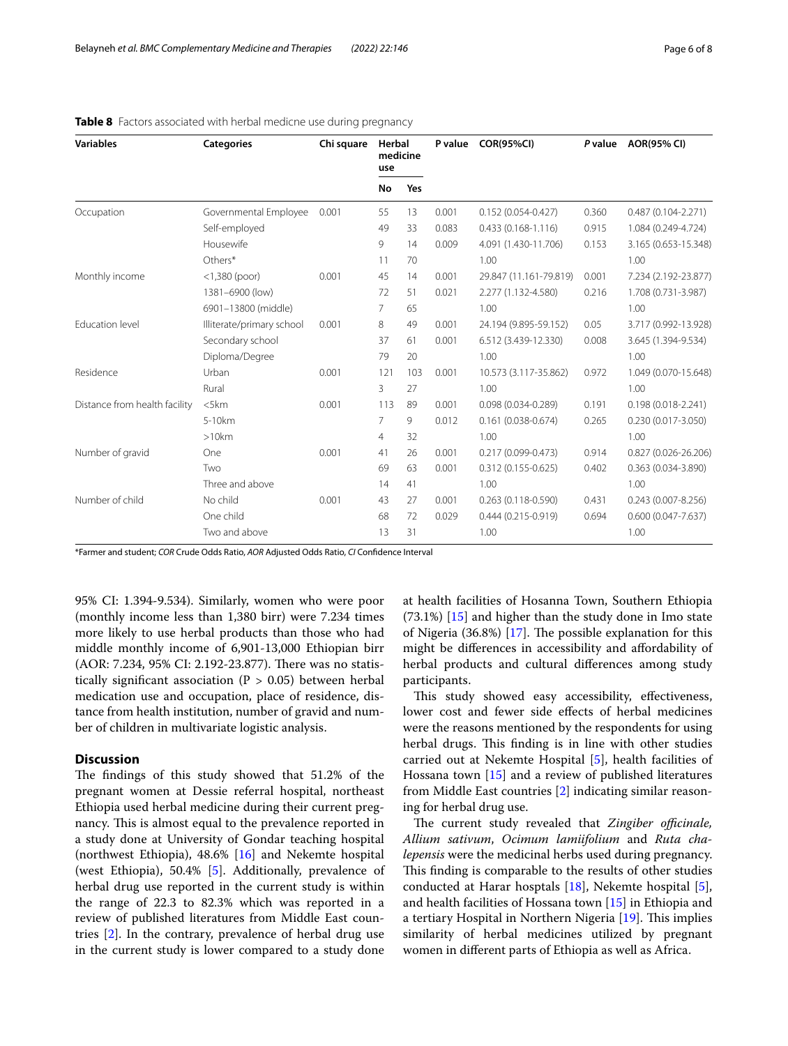**Table 8** Factors associated with herbal medicne use during pregnancy

| Variables | Categories | Chi square | Herbal medicine use | | P value | COR(95%CI) | *P* value | AOR(95% CI) |
|---|---|---|---|---|---|---|---|---|
| | | | No | Yes | | | | |
| Occupation | Governmental Employee | 0.001 | 55 | 13 | 0.001 | 0.152 (0.054-0.427) | 0.360 | 0.487 (0.104-2.271) |
| | Self-employed | | 49 | 33 | 0.083 | 0.433 (0.168-1.116) | 0.915 | 1.084 (0.249-4.724) |
| | Housewife | | 9 | 14 | 0.009 | 4.091 (1.430-11.706) | 0.153 | 3.165 (0.653-15.348) |
| | Others* | | 11 | 70 | | 1.00 | | 1.00 |
| Monthly income | <1,380 (poor) | 0.001 | 45 | 14 | 0.001 | 29.847 (11.161-79.819) | 0.001 | 7.234 (2.192-23.877) |
| | 1381–6900 (low) | | 72 | 51 | 0.021 | 2.277 (1.132-4.580) | 0.216 | 1.708 (0.731-3.987) |
| | 6901–13800 (middle) | | 7 | 65 | | 1.00 | | 1.00 |
| Education level | Illiterate/primary school | 0.001 | 8 | 49 | 0.001 | 24.194 (9.895-59.152) | 0.05 | 3.717 (0.992-13.928) |
| | Secondary school | | 37 | 61 | 0.001 | 6.512 (3.439-12.330) | 0.008 | 3.645 (1.394-9.534) |
| | Diploma/Degree | | 79 | 20 | | 1.00 | | 1.00 |
| Residence | Urban | 0.001 | 121 | 103 | 0.001 | 10.573 (3.117-35.862) | 0.972 | 1.049 (0.070-15.648) |
| | Rural | | 3 | 27 | | 1.00 | | 1.00 |
| Distance from health facility | <5km | 0.001 | 113 | 89 | 0.001 | 0.098 (0.034-0.289) | 0.191 | 0.198 (0.018-2.241) |
| | 5-10km | | 7 | 9 | 0.012 | 0.161 (0.038-0.674) | 0.265 | 0.230 (0.017-3.050) |
| | >10km | | 4 | 32 | | 1.00 | | 1.00 |
| Number of gravid | One | 0.001 | 41 | 26 | 0.001 | 0.217 (0.099-0.473) | 0.914 | 0.827 (0.026-26.206) |
| | Two | | 69 | 63 | 0.001 | 0.312 (0.155-0.625) | 0.402 | 0.363 (0.034-3.890) |
| | Three and above | | 14 | 41 | | 1.00 | | 1.00 |
| Number of child | No child | 0.001 | 43 | 27 | 0.001 | 0.263 (0.118-0.590) | 0.431 | 0.243 (0.007-8.256) |
| | One child | | 68 | 72 | 0.029 | 0.444 (0.215-0.919) | 0.694 | 0.600 (0.047-7.637) |
| | Two and above | | 13 | 31 | | 1.00 | | 1.00 |

*Farmer and student; *COR* Crude Odds Ratio, *AOR* Adjusted Odds Ratio, *CI* Confidence Interval

95% CI: 1.394-9.534). Similarly, women who were poor (monthly income less than 1,380 birr) were 7.234 times more likely to use herbal products than those who had middle monthly income of 6,901-13,000 Ethiopian birr (AOR: 7.234, 95% CI: 2.192-23.877). There was no statistically significant association ($P > 0.05$) between herbal medication use and occupation, place of residence, distance from health institution, number of gravid and number of children in multivariate logistic analysis.

## Discussion

The findings of this study showed that 51.2% of the pregnant women at Dessie referral hospital, northeast Ethiopia used herbal medicine during their current pregnancy. This is almost equal to the prevalence reported in a study done at University of Gondar teaching hospital (northwest Ethiopia), 48.6% [16] and Nekemte hospital (west Ethiopia), 50.4% [5]. Additionally, prevalence of herbal drug use reported in the current study is within the range of 22.3 to 82.3% which was reported in a review of published literatures from Middle East countries [2]. In the contrary, prevalence of herbal drug use in the current study is lower compared to a study done at health facilities of Hosanna Town, Southern Ethiopia (73.1%) [15] and higher than the study done in Imo state of Nigeria (36.8%) [17]. The possible explanation for this might be differences in accessibility and affordability of herbal products and cultural differences among study participants.

This study showed easy accessibility, effectiveness, lower cost and fewer side effects of herbal medicines were the reasons mentioned by the respondents for using herbal drugs. This finding is in line with other studies carried out at Nekemte Hospital [5], health facilities of Hossana town [15] and a review of published literatures from Middle East countries [2] indicating similar reasoning for herbal drug use.

The current study revealed that *Zingiber officinale, Allium sativum*, *Ocimum lamiifolium* and *Ruta chalepensis* were the medicinal herbs used during pregnancy. This finding is comparable to the results of other studies conducted at Harar hosptals [18], Nekemte hospital [5], and health facilities of Hossana town [15] in Ethiopia and a tertiary Hospital in Northern Nigeria [19]. This implies similarity of herbal medicines utilized by pregnant women in different parts of Ethiopia as well as Africa.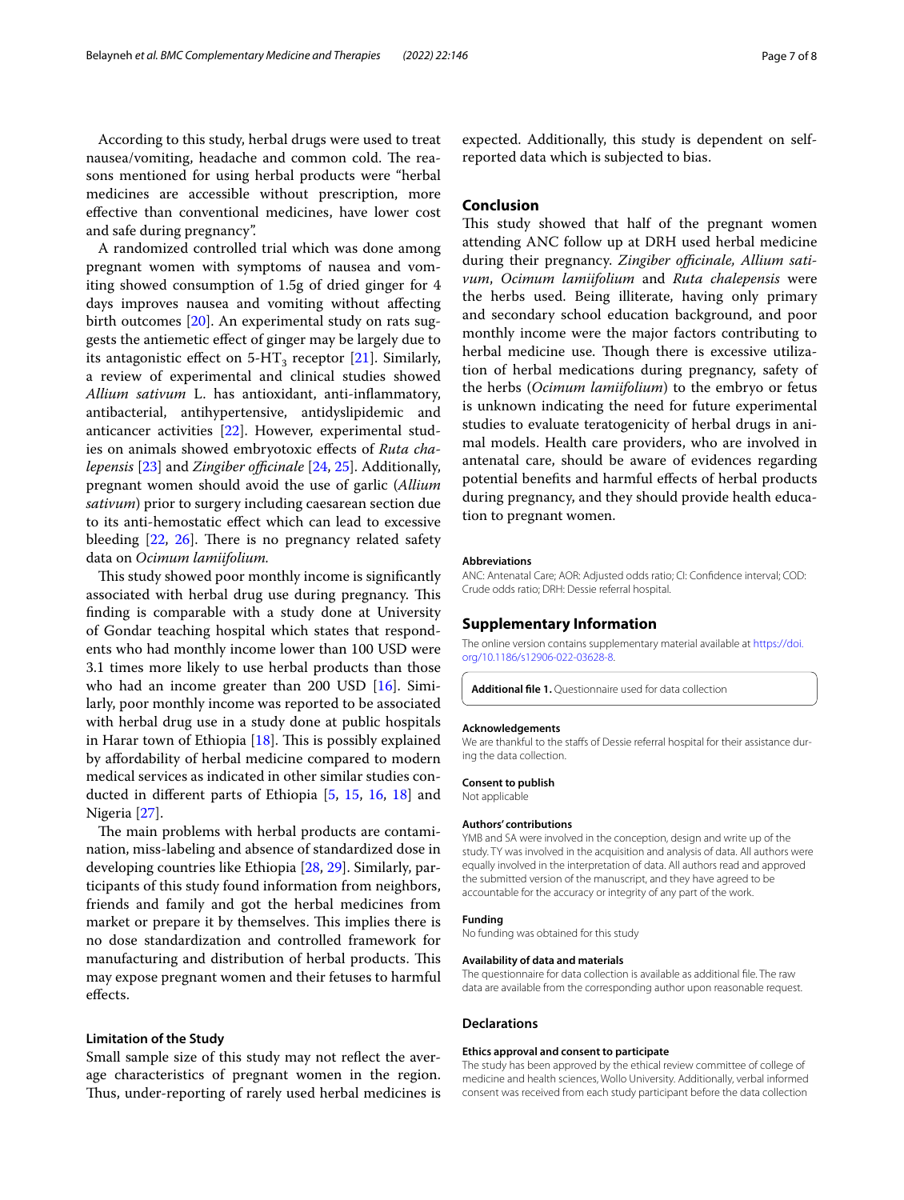According to this study, herbal drugs were used to treat nausea/vomiting, headache and common cold. The reasons mentioned for using herbal products were "herbal medicines are accessible without prescription, more effective than conventional medicines, have lower cost and safe during pregnancy".

A randomized controlled trial which was done among pregnant women with symptoms of nausea and vomiting showed consumption of 1.5g of dried ginger for 4 days improves nausea and vomiting without affecting birth outcomes [20]. An experimental study on rats suggests the antiemetic effect of ginger may be largely due to its antagonistic effect on 5-$HT_3$ receptor [21]. Similarly, a review of experimental and clinical studies showed *Allium sativum* L. has antioxidant, anti-inflammatory, antibacterial, antihypertensive, antidyslipidemic and anticancer activities [22]. However, experimental studies on animals showed embryotoxic effects of *Ruta chalepensis* [23] and *Zingiber officinale* [24, 25]. Additionally, pregnant women should avoid the use of garlic (*Allium sativum*) prior to surgery including caesarean section due to its anti-hemostatic effect which can lead to excessive bleeding [22, 26]. There is no pregnancy related safety data on *Ocimum lamiifolium.*

This study showed poor monthly income is significantly associated with herbal drug use during pregnancy. This finding is comparable with a study done at University of Gondar teaching hospital which states that respondents who had monthly income lower than 100 USD were 3.1 times more likely to use herbal products than those who had an income greater than 200 USD [16]. Similarly, poor monthly income was reported to be associated with herbal drug use in a study done at public hospitals in Harar town of Ethiopia [18]. This is possibly explained by affordability of herbal medicine compared to modern medical services as indicated in other similar studies conducted in different parts of Ethiopia [5, 15, 16, 18] and Nigeria [27].

The main problems with herbal products are contamination, miss-labeling and absence of standardized dose in developing countries like Ethiopia [28, 29]. Similarly, participants of this study found information from neighbors, friends and family and got the herbal medicines from market or prepare it by themselves. This implies there is no dose standardization and controlled framework for manufacturing and distribution of herbal products. This may expose pregnant women and their fetuses to harmful effects.

### Limitation of the Study

Small sample size of this study may not reflect the average characteristics of pregnant women in the region. Thus, under-reporting of rarely used herbal medicines is expected. Additionally, this study is dependent on self-reported data which is subjected to bias.

## Conclusion

This study showed that half of the pregnant women attending ANC follow up at DRH used herbal medicine during their pregnancy. *Zingiber officinale, Allium sativum*, *Ocimum lamiifolium* and *Ruta chalepensis* were the herbs used. Being illiterate, having only primary and secondary school education background, and poor monthly income were the major factors contributing to herbal medicine use. Though there is excessive utilization of herbal medications during pregnancy, safety of the herbs (*Ocimum lamiifolium*) to the embryo or fetus is unknown indicating the need for future experimental studies to evaluate teratogenicity of herbal drugs in animal models. Health care providers, who are involved in antenatal care, should be aware of evidences regarding potential benefits and harmful effects of herbal products during pregnancy, and they should provide health education to pregnant women.

#### Abbreviations

ANC: Antenatal Care; AOR: Adjusted odds ratio; CI: Confidence interval; COD: Crude odds ratio; DRH: Dessie referral hospital.

## Supplementary Information

The online version contains supplementary material available at https://doi.org/10.1186/s12906-022-03628-8.

**Additional file 1.** Questionnaire used for data collection

#### Acknowledgements

We are thankful to the staffs of Dessie referral hospital for their assistance during the data collection.

#### Consent to publish

Not applicable

#### Authors' contributions

YMB and SA were involved in the conception, design and write up of the study. TY was involved in the acquisition and analysis of data. All authors were equally involved in the interpretation of data. All authors read and approved the submitted version of the manuscript, and they have agreed to be accountable for the accuracy or integrity of any part of the work.

#### Funding

No funding was obtained for this study

#### Availability of data and materials

The questionnaire for data collection is available as additional file. The raw data are available from the corresponding author upon reasonable request.

### Declarations

#### Ethics approval and consent to participate

The study has been approved by the ethical review committee of college of medicine and health sciences, Wollo University. Additionally, verbal informed consent was received from each study participant before the data collection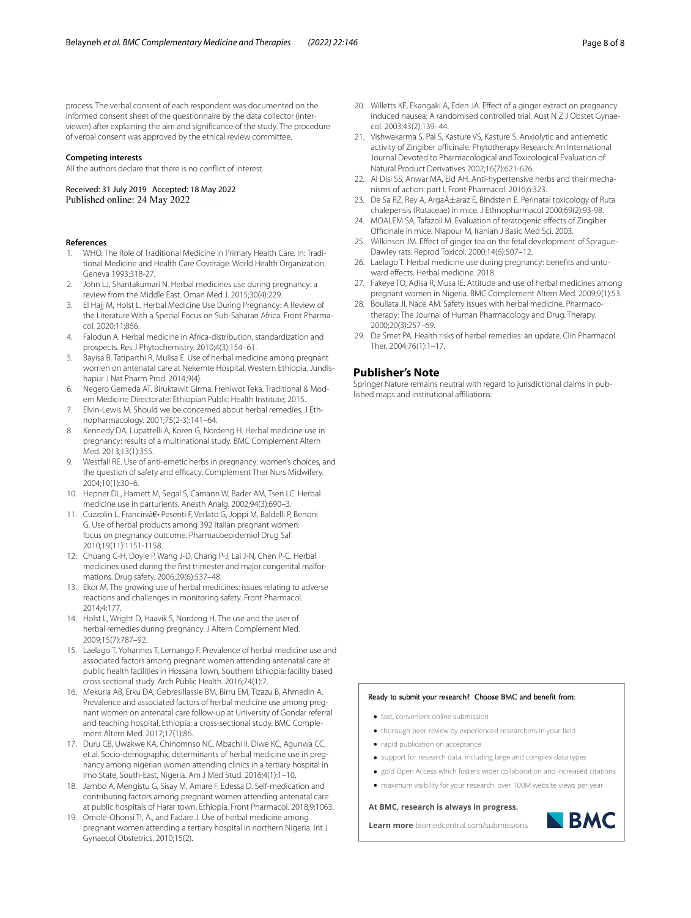process. The verbal consent of each respondent was documented on the informed consent sheet of the questionnaire by the data collector (interviewer) after explaining the aim and significance of the study. The procedure of verbal consent was approved by the ethical review committee.

#### Competing interests

All the authors declare that there is no conflict of interest.

Received: 31 July 2019 Accepted: 18 May 2022
Published online: 24 May 2022

#### References

1. WHO. The Role of Traditional Medicine in Primary Health Care. In: Traditional Medicine and Health Care Coverage. World Health Organization, Geneva 1993:318-27.
2. John LJ, Shantakumari N. Herbal medicines use during pregnancy: a review from the Middle East. Oman Med J. 2015;30(4):229.
3. El Hajj M, Holst L. Herbal Medicine Use During Pregnancy: A Review of the Literature With a Special Focus on Sub-Saharan Africa. Front Pharmacol. 2020;11:866.
4. Falodun A. Herbal medicine in Africa-distribution, standardization and prospects. Res J Phytochemistry. 2010;4(3):154–61.
5. Bayisa B, Tatiparthi R, Mulisa E. Use of herbal medicine among pregnant women on antenatal care at Nekemte Hospital, Western Ethiopia. Jundishapur J Nat Pharm Prod. 2014;9(4).
6. Negero Gemeda AT. Biruktawit Girma. Frehiwot Teka. Traditional & Modern Medicine Directorate: Ethiopian Public Health Institute; 2015.
7. Elvin-Lewis M. Should we be concerned about herbal remedies. J Ethnopharmacology. 2001;75(2-3):141–64.
8. Kennedy DA, Lupattelli A, Koren G, Nordeng H. Herbal medicine use in pregnancy: results of a multinational study. BMC Complement Altern Med. 2013;13(1):355.
9. Westfall RE. Use of anti-emetic herbs in pregnancy: women's choices, and the question of safety and efficacy. Complement Ther Nurs Midwifery. 2004;10(1):30–6.
10. Hepner DL, Harnett M, Segal S, Camann W, Bader AM, Tsen LC. Herbal medicine use in parturients. Anesth Analg. 2002;94(3):690–3.
11. Cuzzolin L, Franciniâ€• Pesenti F, Verlato G, Joppi M, Baldelli P, Benoni G. Use of herbal products among 392 Italian pregnant women: focus on pregnancy outcome. Pharmacoepidemiol Drug Saf 2010;19(11):1151-1158.
12. Chuang C-H, Doyle P, Wang J-D, Chang P-J, Lai J-N, Chen P-C. Herbal medicines used during the first trimester and major congenital malformations. Drug safety. 2006;29(6):537–48.
13. Ekor M. The growing use of herbal medicines: issues relating to adverse reactions and challenges in monitoring safety. Front Pharmacol. 2014;4:177.
14. Holst L, Wright D, Haavik S, Nordeng H. The use and the user of herbal remedies during pregnancy. J Altern Complement Med. 2009;15(7):787–92.
15. Laelago T, Yohannes T, Lemango F. Prevalence of herbal medicine use and associated factors among pregnant women attending antenatal care at public health facilities in Hossana Town, Southern Ethiopia: facility based cross sectional study. Arch Public Health. 2016;74(1):7.
16. Mekuria AB, Erku DA, Gebresillassie BM, Birru EM, Tizazu B, Ahmedin A. Prevalence and associated factors of herbal medicine use among pregnant women on antenatal care follow-up at University of Gondar referral and teaching hospital, Ethiopia: a cross-sectional study. BMC Complement Altern Med. 2017;17(1):86.
17. Duru CB, Uwakwe KA, Chinomnso NC, Mbachi II, Diwe KC, Agunwa CC, et al. Socio-demographic determinants of herbal medicine use in pregnancy among nigerian women attending clinics in a tertiary hospital in Imo State, South-East, Nigeria. Am J Med Stud. 2016;4(1):1–10.
18. Jambo A, Mengistu G, Sisay M, Amare F, Edessa D. Self-medication and contributing factors among pregnant women attending antenatal care at public hospitals of Harar town, Ethiopia. Front Pharmacol. 2018;9:1063.
19. Omole-Ohonsi TI, A., and Fadare J. Use of herbal medicine among pregnant women attending a tertiary hospital in northern Nigeria. Int J Gynaecol Obstetrics. 2010;15(2).
20. Willetts KE, Ekangaki A, Eden JA. Effect of a ginger extract on pregnancy induced nausea: A randomised controlled trial. Aust N Z J Obstet Gynaecol. 2003;43(2):139–44.
21. Vishwakarma S, Pal S, Kasture VS, Kasture S. Anxiolytic and antiemetic activity of Zingiber officinale. Phytotherapy Research: An International Journal Devoted to Pharmacological and Toxicological Evaluation of Natural Product Derivatives 2002;16(7):621-626.
22. Al Disi SS, Anwar MA, Eid AH. Anti-hypertensive herbs and their mechanisms of action: part I. Front Pharmacol. 2016;6:323.
23. De Sa RZ, Rey A, ArgaÃ±araz E, Bindstein E. Perinatal toxicology of Ruta chalepensis (Rutaceae) in mice. J Ethnopharmacol 2000;69(2):93-98.
24. MOALEM SA, Tafazoli M. Evaluation of teratogenic effects of Zingiber Officinale in mice. Niapour M, Iranian J Basic Med Sci. 2003.
25. Wilkinson JM. Effect of ginger tea on the fetal development of Sprague-Dawley rats. Reprod Toxicol. 2000;14(6):507–12.
26. Laelago T. Herbal medicine use during pregnancy: benefits and untoward effects. Herbal medicine. 2018.
27. Fakeye TO, Adisa R, Musa IE. Attitude and use of herbal medicines among pregnant women in Nigeria. BMC Complement Altern Med. 2009;9(1):53.
28. Boullata JI, Nace AM. Safety issues with herbal medicine. Pharmacotherapy: The Journal of Human Pharmacology and Drug. Therapy. 2000;20(3):257–69.
29. De Smet PA. Health risks of herbal remedies: an update. Clin Pharmacol Ther. 2004;76(1):1–17.

## Publisher's Note

Springer Nature remains neutral with regard to jurisdictional claims in published maps and institutional affiliations.

Ready to submit your research? Choose BMC and benefit from:

- fast, convenient online submission
- thorough peer review by experienced researchers in your field
- rapid publication on acceptance
- support for research data, including large and complex data types
- gold Open Access which fosters wider collaboration and increased citations
- maximum visibility for your research: over 100M website views per year

**At BMC, research is always in progress.**

**Learn more** biomedcentral.com/submissions